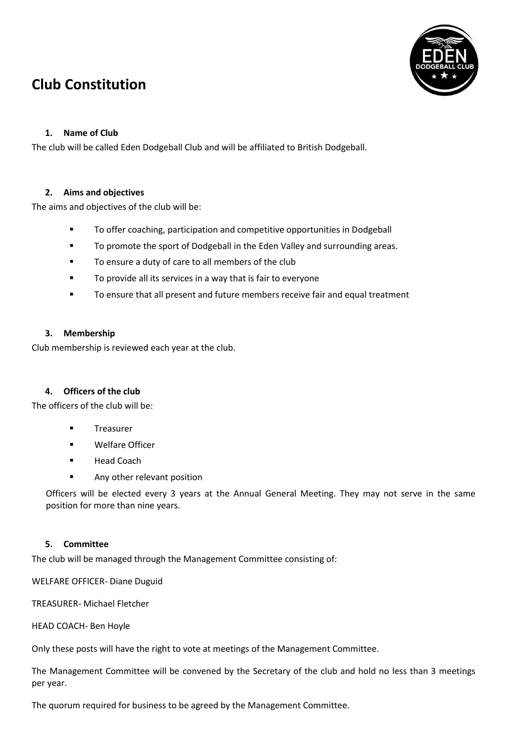# Club Constitution

### 1. Name of Club

The club will be called Eden Dodgeball Club and will be affiliated to British Dodgeball.

### 2. Aims and objectives

The aims and objectives of the club will be:

- To offer coaching, participation and competitive opportunities in Dodgeball
- To promote the sport of Dodgeball in the Eden Valley and surrounding areas.
- To ensure a duty of care to all members of the club
- To provide all its services in a way that is fair to everyone
- To ensure that all present and future members receive fair and equal treatment

### 3. Membership

Club membership is reviewed each year at the club.

### 4. Officers of the club

The officers of the club will be:

- Treasurer
- Welfare Officer
- Head Coach
- Any other relevant position

Officers will be elected every 3 years at the Annual General Meeting. They may not serve in the same position for more than nine years.

### 5. Committee

The club will be managed through the Management Committee consisting of:

WELFARE OFFICER- Diane Duguid

TREASURER- Michael Fletcher

HEAD COACH- Ben Hoyle

Only these posts will have the right to vote at meetings of the Management Committee.

The Management Committee will be convened by the Secretary of the club and hold no less than 3 meetings per year.

The quorum required for business to be agreed by the Management Committee.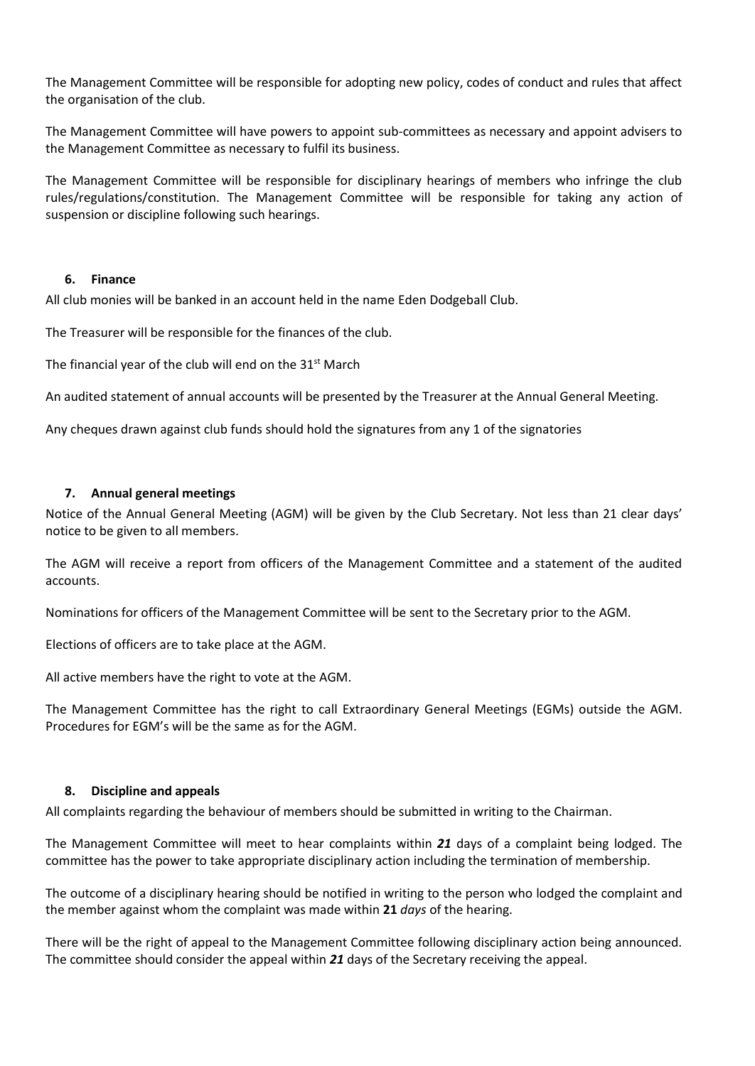The Management Committee will be responsible for adopting new policy, codes of conduct and rules that affect the organisation of the club.

The Management Committee will have powers to appoint sub-committees as necessary and appoint advisers to the Management Committee as necessary to fulfil its business.

The Management Committee will be responsible for disciplinary hearings of members who infringe the club rules/regulations/constitution. The Management Committee will be responsible for taking any action of suspension or discipline following such hearings.

## 6. Finance

All club monies will be banked in an account held in the name Eden Dodgeball Club.

The Treasurer will be responsible for the finances of the club.

The financial year of the club will end on the 31st March

An audited statement of annual accounts will be presented by the Treasurer at the Annual General Meeting.

Any cheques drawn against club funds should hold the signatures from any 1 of the signatories

## 7. Annual general meetings

Notice of the Annual General Meeting (AGM) will be given by the Club Secretary. Not less than 21 clear days' notice to be given to all members.

The AGM will receive a report from officers of the Management Committee and a statement of the audited accounts.

Nominations for officers of the Management Committee will be sent to the Secretary prior to the AGM.

Elections of officers are to take place at the AGM.

All active members have the right to vote at the AGM.

The Management Committee has the right to call Extraordinary General Meetings (EGMs) outside the AGM. Procedures for EGM's will be the same as for the AGM.

## 8. Discipline and appeals

All complaints regarding the behaviour of members should be submitted in writing to the Chairman.

The Management Committee will meet to hear complaints within ***21*** days of a complaint being lodged. The committee has the power to take appropriate disciplinary action including the termination of membership.

The outcome of a disciplinary hearing should be notified in writing to the person who lodged the complaint and the member against whom the complaint was made within **21** *days* of the hearing.

There will be the right of appeal to the Management Committee following disciplinary action being announced. The committee should consider the appeal within ***21*** days of the Secretary receiving the appeal.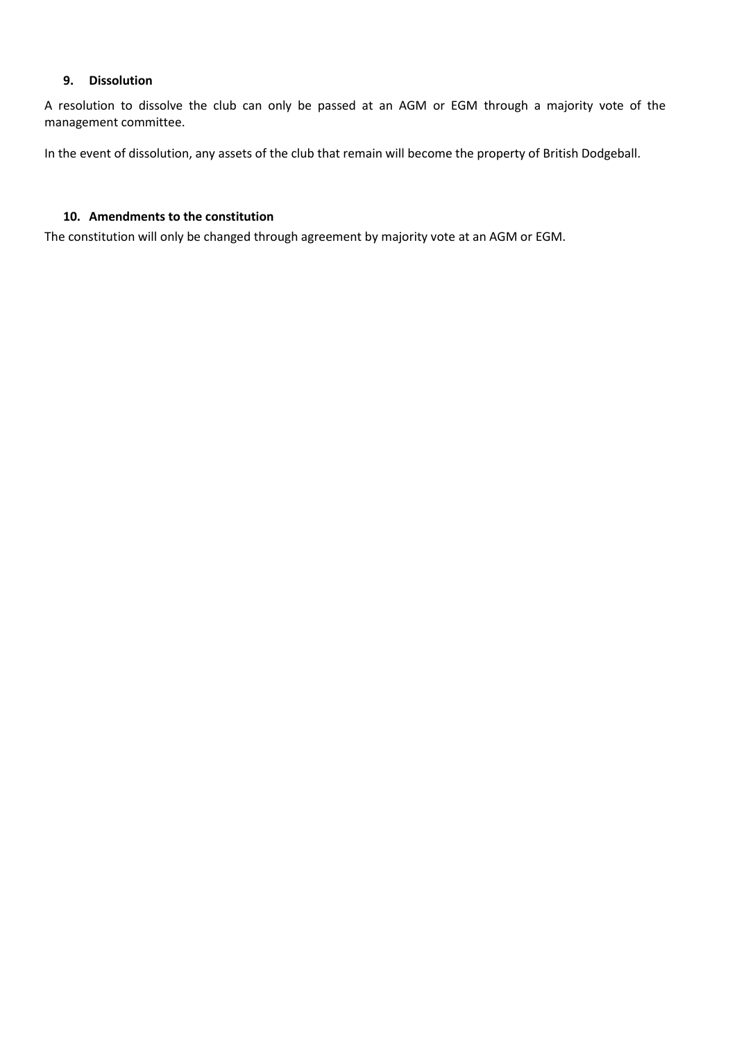### 9. Dissolution

A resolution to dissolve the club can only be passed at an AGM or EGM through a majority vote of the management committee.

In the event of dissolution, any assets of the club that remain will become the property of British Dodgeball.

### 10. Amendments to the constitution

The constitution will only be changed through agreement by majority vote at an AGM or EGM.